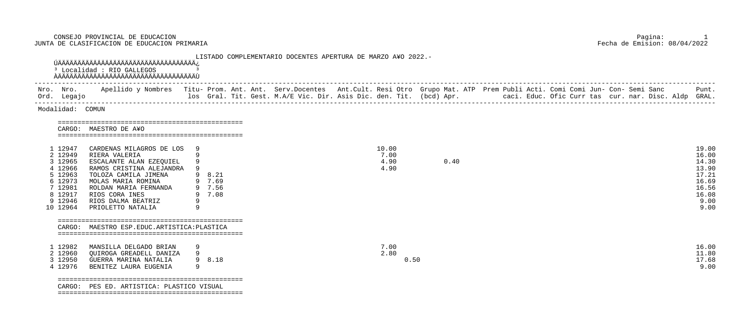CONSEJO PROVINCIAL DE EDUCACION
JUNTA DE CLASIFICACION DE EDUCACION PRIMARIA

Fecha de Emision: 08/04/2022

LISTADO COMPLEMENTARIO DOCENTES APERTURA DE MARZO A¥O 2022.-

Localidad : RIO GALLEGOS

Modalidad: COMUN

CARGO: MAESTRO DE A¥O

| Nro. Ord. | Nro. Legajo | Apellido y Nombres | Titulos | Prom. Gral. | Ant. Tit. | Ant. Gest. | Serv.Docentes M.A/E | Vic. | Dir. | Ant.Cult. Asis | Resi Dic. | Otro den. | Grupo Tit. | Mat. (bcd) | ATP Apr. | Prem | Publi caci. | Acti. Educ. | Comi Ofic | Comi Curr | Jun- tas | Con- cur. | Semi nar. | Sanc Disc. | Aldp | Punt. GRAL. |
|---|---|---|---|---|---|---|---|---|---|---|---|---|---|---|---|---|---|---|---|---|---|---|---|---|---|---|
| 1 | 12947 | CARDENAS MILAGROS DE LOS | 9 | | | | | | | | 10.00 | | | | | | | | | | | | | | | 19.00 |
| 2 | 12949 | RIERA VALERIA | 9 | | | | | | | | 7.00 | | | | | | | | | | | | | | | 16.00 |
| 3 | 12965 | ESCALANTE ALAN EZEQUIEL | 9 | | | | | | | | 4.90 | | | | 0.40 | | | | | | | | | | | 14.30 |
| 4 | 12966 | RAMOS CRISTINA ALEJANDRA | 9 | | | | | | | | 4.90 | | | | | | | | | | | | | | | 13.90 |
| 5 | 12963 | TOLOZA CAMILA JIMENA | 9 | 8.21 | | | | | | | | | | | | | | | | | | | | | | 17.21 |
| 6 | 12973 | MOLAS MARIA ROMINA | 9 | 7.69 | | | | | | | | | | | | | | | | | | | | | | 16.69 |
| 7 | 12981 | ROLDAN MARIA FERNANDA | 9 | 7.56 | | | | | | | | | | | | | | | | | | | | | | 16.56 |
| 8 | 12917 | RIOS CORA INES | 9 | 7.08 | | | | | | | | | | | | | | | | | | | | | | 16.08 |
| 9 | 12946 | RIOS DALMA BEATRIZ | 9 | | | | | | | | | | | | | | | | | | | | | | | 9.00 |
| 10 | 12964 | PRIOLETTO NATALIA | 9 | | | | | | | | | | | | | | | | | | | | | | | 9.00 |

CARGO: MAESTRO ESP.EDUC.ARTISTICA:PLASTICA

| Nro. Ord. | Nro. Legajo | Apellido y Nombres | Titulos | Prom. Gral. | Ant. Tit. | Ant. Gest. | Serv.Docentes M.A/E | Vic. | Dir. | Ant.Cult. Asis | Resi Dic. | Otro den. | Grupo Tit. | Mat. (bcd) | ATP Apr. | Prem | Publi caci. | Acti. Educ. | Comi Ofic | Comi Curr | Jun- tas | Con- cur. | Semi nar. | Sanc Disc. | Aldp | Punt. GRAL. |
|---|---|---|---|---|---|---|---|---|---|---|---|---|---|---|---|---|---|---|---|---|---|---|---|---|---|---|
| 1 | 12982 | MANSILLA DELGADO BRIAN | 9 | | | | | | | | 7.00 | | | | | | | | | | | | | | | 16.00 |
| 2 | 12960 | QUIROGA GREADELL DANIZA | 9 | | | | | | | | 2.80 | | | | | | | | | | | | | | | 11.80 |
| 3 | 12950 | GUERRA MARINA NATALIA | 9 | 8.18 | | | | | | | | | 0.50 | | | | | | | | | | | | | 17.68 |
| 4 | 12976 | BENITEZ LAURA EUGENIA | 9 | | | | | | | | | | | | | | | | | | | | | | | 9.00 |

CARGO: PES ED. ARTISTICA: PLASTICO VISUAL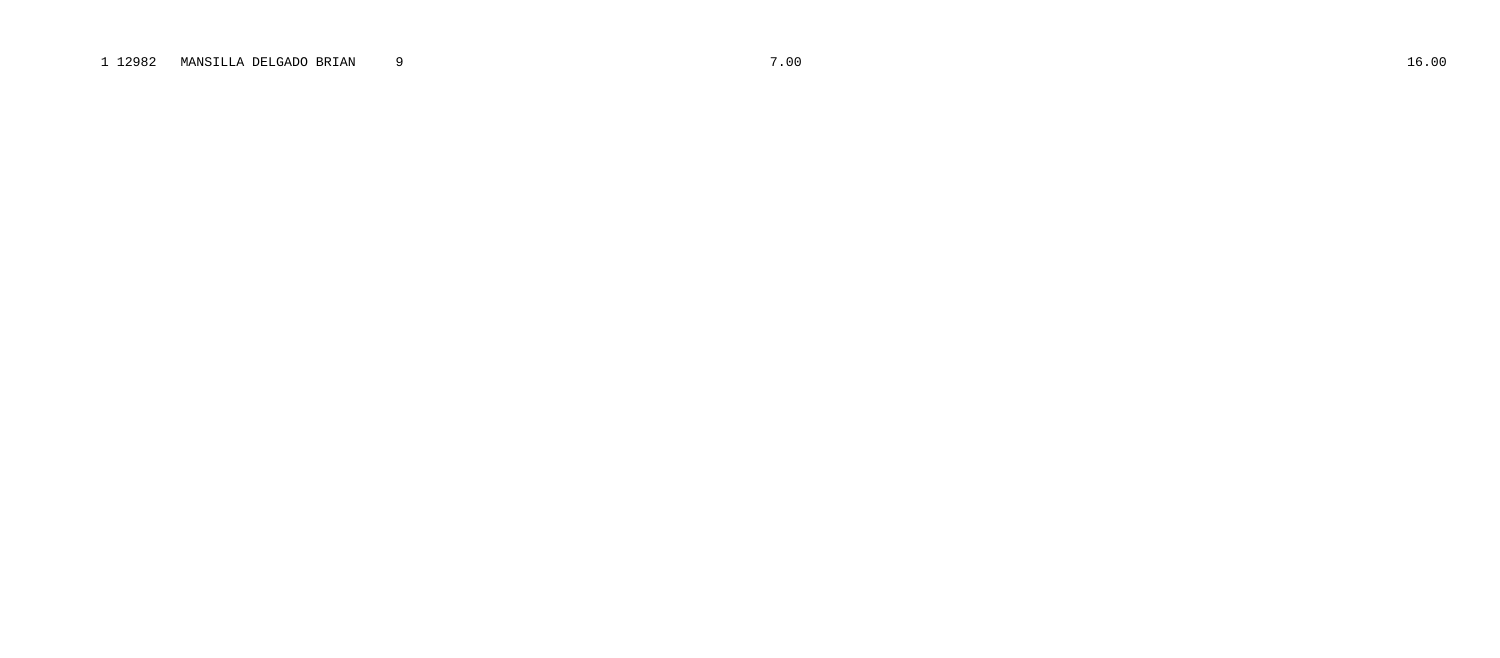| | | | | | |
|---|---|---|---|---|---|
| 1 | 12982 | MANSILLA DELGADO BRIAN | 9 | 7.00 | 16.00 |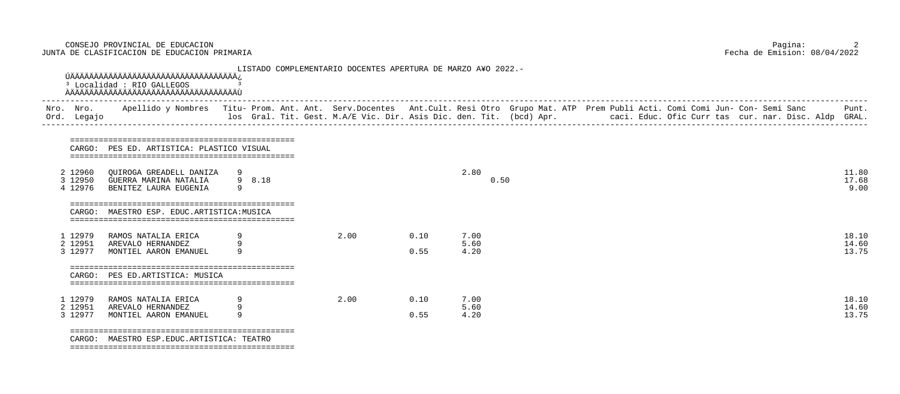CONSEJO PROVINCIAL DE EDUCACION
JUNTA DE CLASIFICACION DE EDUCACION PRIMARIA

LISTADO COMPLEMENTARIO DOCENTES APERTURA DE MARZO AÑO 2022.-

Localidad : RIO GALLEGOS

| Nro. Ord. | Nro. Legajo | Apellido y Nombres | Titulos | Prom. Gral. | Ant. Tit. | Ant. Gest. | Serv.Docentes M.A/E | Serv.Docentes Vic. | Serv.Docentes Dir. | Ant.Cult. Asis | Ant.Cult. Dic. | Resi den. | Otro Tit. | Grupo (bcd) | Mat. Apr. | ATP | Prem | Publi caci. | Acti. Educ. | Comi Ofic | Comi Curr | Jun- tas | Con- cur. | Semi nar. | Sanc Disc. | Aldp | Punt. GRAL. |
|---|---|---|---|---|---|---|---|---|---|---|---|---|---|---|---|---|---|---|---|---|---|---|---|---|---|---|---|
| | | **CARGO: PES ED. ARTISTICA: PLASTICO VISUAL** | | | | | | | | | | | | | | | | | | | | | | | | | |
| 2 | 12960 | QUIROGA GREADELL DANIZA | 9 | | | | | | | | | | 2.80 | | | | | | | | | | | | | | 11.80 |
| 3 | 12950 | GUERRA MARINA NATALIA | 9 | 8.18 | | | | | | | | | | 0.50 | | | | | | | | | | | | | 17.68 |
| 4 | 12976 | BENITEZ LAURA EUGENIA | 9 | | | | | | | | | | | | | | | | | | | | | | | | 9.00 |
| | | **CARGO: MAESTRO ESP. EDUC.ARTISTICA:MUSICA** | | | | | | | | | | | | | | | | | | | | | | | | | |
| 1 | 12979 | RAMOS NATALIA ERICA | 9 | | | | 2.00 | | | 0.10 | | | 7.00 | | | | | | | | | | | | | | 18.10 |
| 2 | 12951 | AREVALO HERNANDEZ | 9 | | | | | | | | | | 5.60 | | | | | | | | | | | | | | 14.60 |
| 3 | 12977 | MONTIEL AARON EMANUEL | 9 | | | | | | | 0.55 | | | 4.20 | | | | | | | | | | | | | | 13.75 |
| | | **CARGO: PES ED.ARTISTICA: MUSICA** | | | | | | | | | | | | | | | | | | | | | | | | | |
| 1 | 12979 | RAMOS NATALIA ERICA | 9 | | | | 2.00 | | | 0.10 | | | 7.00 | | | | | | | | | | | | | | 18.10 |
| 2 | 12951 | AREVALO HERNANDEZ | 9 | | | | | | | | | | 5.60 | | | | | | | | | | | | | | 14.60 |
| 3 | 12977 | MONTIEL AARON EMANUEL | 9 | | | | | | | 0.55 | | | 4.20 | | | | | | | | | | | | | | 13.75 |

CARGO: MAESTRO ESP.EDUC.ARTISTICA: TEATRO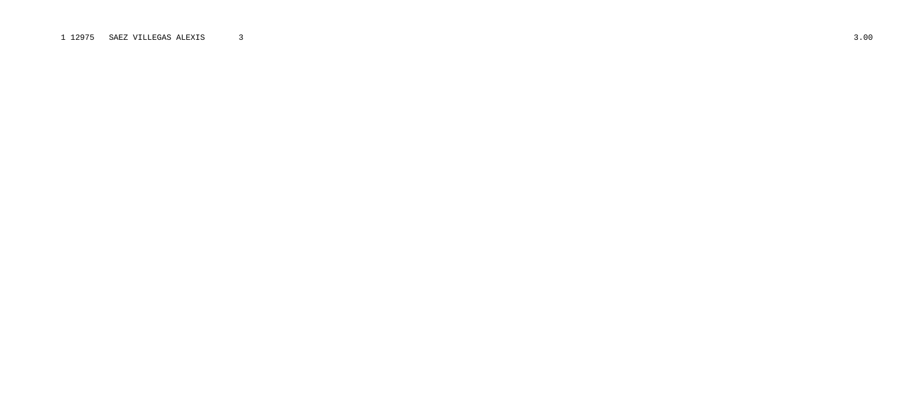| | | | | |
|---|---|---|---|---|
| 1 | 12975 | SAEZ VILLEGAS ALEXIS | 3 | 3.00 |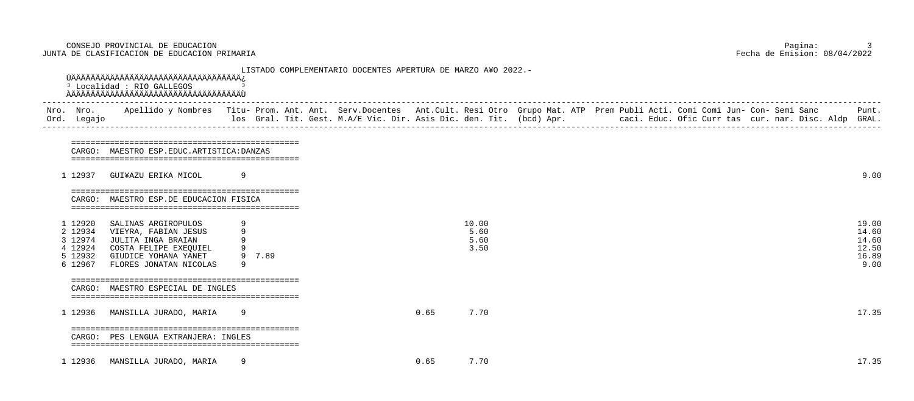CONSEJO PROVINCIAL DE EDUCACION
JUNTA DE CLASIFICACION DE EDUCACION PRIMARIA

LISTADO COMPLEMENTARIO DOCENTES APERTURA DE MARZO A¥O 2022.-

³ Localidad : RIO GALLEGOS ³

**CARGO: MAESTRO ESP.EDUC.ARTISTICA:DANZAS**

| Nro. Ord. | Nro. Legajo | Apellido y Nombres | Titulos | Prom. Gral. | Ant. Tit. | Ant. Gest. | Serv.Docentes M.A/E | Ant.Cult. | Resi | Otro | Grupo | Mat. | ATP (bcd) | Prem Apr. | Publicaci. | Acti. Educ. | Comi Ofic | Comi Curr | Juntas | Concur. | Seminar. | Sanc Disc. | Aldp | Punt. GRAL. |
|---|---|---|---|---|---|---|---|---|---|---|---|---|---|---|---|---|---|---|---|---|---|---|---|---|
| 1 | 12937 | GUI¥AZU ERIKA MICOL | 9 | | | | | | | | | | | | | | | | | | | | | 9.00 |

**CARGO: MAESTRO ESP.DE EDUCACION FISICA**

| Nro. Ord. | Nro. Legajo | Apellido y Nombres | Titulos | Prom. Gral. | Ant. Tit. | Ant. Gest. | Serv.Docentes M.A/E | Ant.Cult. | Resi | Otro | Grupo | Mat. | ATP (bcd) | Prem Apr. | Publicaci. | Acti. Educ. | Comi Ofic | Comi Curr | Juntas | Concur. | Seminar. | Sanc Disc. | Aldp | Punt. GRAL. |
|---|---|---|---|---|---|---|---|---|---|---|---|---|---|---|---|---|---|---|---|---|---|---|---|---|
| 1 | 12920 | SALINAS ARGIROPULOS | 9 | | | | | | | 10.00 | | | | | | | | | | | | | | 19.00 |
| 2 | 12934 | VIEYRA, FABIAN JESUS | 9 | | | | | | | 5.60 | | | | | | | | | | | | | | 14.60 |
| 3 | 12974 | JULITA INGA BRAIAN | 9 | | | | | | | 5.60 | | | | | | | | | | | | | | 14.60 |
| 4 | 12924 | COSTA FELIPE EXEQUIEL | 9 | | | | | | | 3.50 | | | | | | | | | | | | | | 12.50 |
| 5 | 12932 | GIUDICE YOHANA YANET | 9 | 7.89 | | | | | | | | | | | | | | | | | | | | 16.89 |
| 6 | 12967 | FLORES JONATAN NICOLAS | 9 | | | | | | | | | | | | | | | | | | | | | 9.00 |

**CARGO: MAESTRO ESPECIAL DE INGLES**

| Nro. Ord. | Nro. Legajo | Apellido y Nombres | Titulos | Prom. Gral. | Ant. Tit. | Ant. Gest. | Serv.Docentes M.A/E | Ant.Cult. | Resi | Otro | Grupo | Mat. | ATP (bcd) | Prem Apr. | Publicaci. | Acti. Educ. | Comi Ofic | Comi Curr | Juntas | Concur. | Seminar. | Sanc Disc. | Aldp | Punt. GRAL. |
|---|---|---|---|---|---|---|---|---|---|---|---|---|---|---|---|---|---|---|---|---|---|---|---|---|
| 1 | 12936 | MANSILLA JURADO, MARIA | 9 | | | | | 0.65 | | 7.70 | | | | | | | | | | | | | | 17.35 |

**CARGO: PES LENGUA EXTRANJERA: INGLES**

| Nro. Ord. | Nro. Legajo | Apellido y Nombres | Titulos | Prom. Gral. | Ant. Tit. | Ant. Gest. | Serv.Docentes M.A/E | Ant.Cult. | Resi | Otro | Grupo | Mat. | ATP (bcd) | Prem Apr. | Publicaci. | Acti. Educ. | Comi Ofic | Comi Curr | Juntas | Concur. | Seminar. | Sanc Disc. | Aldp | Punt. GRAL. |
|---|---|---|---|---|---|---|---|---|---|---|---|---|---|---|---|---|---|---|---|---|---|---|---|---|
| 1 | 12936 | MANSILLA JURADO, MARIA | 9 | | | | | 0.65 | | 7.70 | | | | | | | | | | | | | | 17.35 |